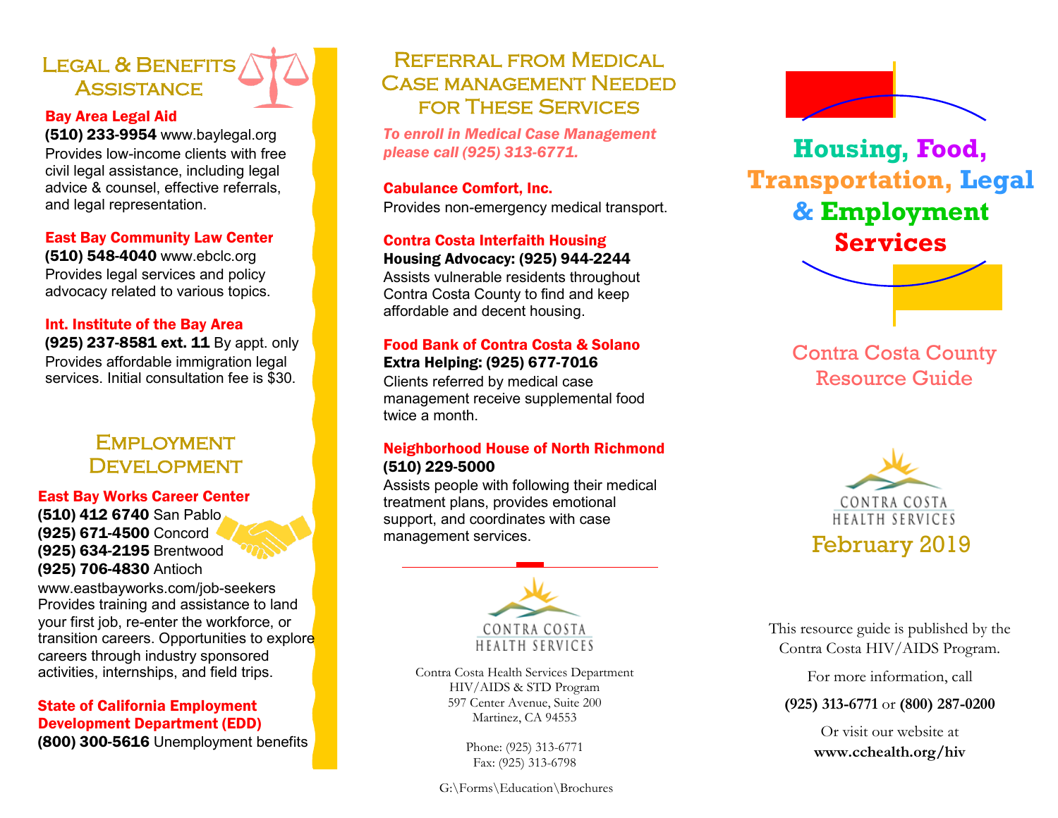# Legal & Benefits Assistance

**Bay Area Legal Aid**
**(510) 233-9954** www.baylegal.org
Provides low-income clients with free civil legal assistance, including legal advice & counsel, effective referrals, and legal representation.

**East Bay Community Law Center**
**(510) 548-4040** www.ebclc.org
Provides legal services and policy advocacy related to various topics.

**Int. Institute of the Bay Area**
**(925) 237-8581 ext. 11** By appt. only
Provides affordable immigration legal services. Initial consultation fee is $30.

# Employment Development

**East Bay Works Career Center**
**(510) 412 6740** San Pablo
**(925) 671-4500** Concord
**(925) 634-2195** Brentwood
**(925) 706-4830** Antioch
www.eastbayworks.com/job-seekers
Provides training and assistance to land your first job, re-enter the workforce, or transition careers. Opportunities to explore careers through industry sponsored activities, internships, and field trips.

**State of California Employment Development Department (EDD)**
**(800) 300-5616** Unemployment benefits

# Referral from Medical Case management Needed for These Services

*To enroll in Medical Case Management please call (925) 313-6771.*

**Cabulance Comfort, Inc.**
Provides non-emergency medical transport.

**Contra Costa Interfaith Housing**
**Housing Advocacy: (925) 944-2244**
Assists vulnerable residents throughout Contra Costa County to find and keep affordable and decent housing.

**Food Bank of Contra Costa & Solano**
**Extra Helping: (925) 677-7016**
Clients referred by medical case management receive supplemental food twice a month.

**Neighborhood House of North Richmond**
**(510) 229-5000**
Assists people with following their medical treatment plans, provides emotional support, and coordinates with case management services.

CONTRA COSTA HEALTH SERVICES

Contra Costa Health Services Department
HIV/AIDS & STD Program
597 Center Avenue, Suite 200
Martinez, CA 94553

Phone: (925) 313-6771
Fax: (925) 313-6798

G:\Forms\Education\Brochures

# Housing, Food, Transportation, Legal & Employment Services

## Contra Costa County Resource Guide

CONTRA COSTA HEALTH SERVICES

February 2019

This resource guide is published by the Contra Costa HIV/AIDS Program.

For more information, call

**(925) 313-6771** or **(800) 287-0200**

Or visit our website at
**www.cchealth.org/hiv**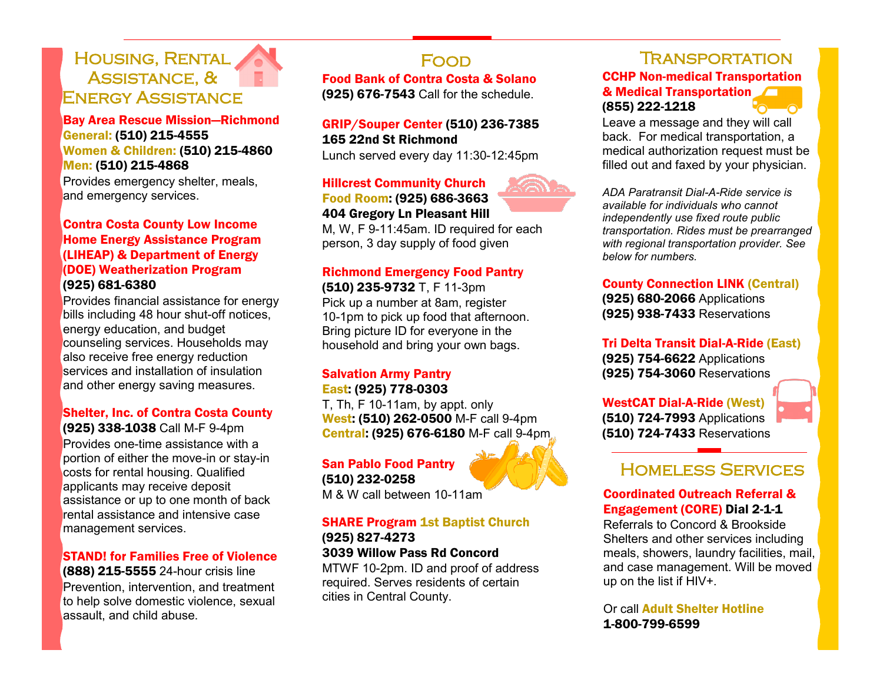## Housing, Rental Assistance, & Energy Assistance

**Bay Area Rescue Mission—Richmond**
**General: (510) 215-4555**
**Women & Children: (510) 215-4860**
**Men: (510) 215-4868**
Provides emergency shelter, meals, and emergency services.

**Contra Costa County Low Income Home Energy Assistance Program (LIHEAP) & Department of Energy (DOE) Weatherization Program**
**(925) 681-6380**
Provides financial assistance for energy bills including 48 hour shut-off notices, energy education, and budget counseling services. Households may also receive free energy reduction services and installation of insulation and other energy saving measures.

**Shelter, Inc. of Contra Costa County**
**(925) 338-1038** Call M-F 9-4pm
Provides one-time assistance with a portion of either the move-in or stay-in costs for rental housing. Qualified applicants may receive deposit assistance or up to one month of back rental assistance and intensive case management services.

**STAND! for Families Free of Violence**
**(888) 215-5555** 24-hour crisis line
Prevention, intervention, and treatment to help solve domestic violence, sexual assault, and child abuse.

## Food

**Food Bank of Contra Costa & Solano**
**(925) 676-7543** Call for the schedule.

**GRIP/Souper Center (510) 236-7385**
**165 22nd St Richmond**
Lunch served every day 11:30-12:45pm

**Hillcrest Community Church**
**Food Room: (925) 686-3663**
**404 Gregory Ln Pleasant Hill**
M, W, F 9-11:45am. ID required for each person, 3 day supply of food given

**Richmond Emergency Food Pantry**
**(510) 235-9732** T, F 11-3pm
Pick up a number at 8am, register 10-1pm to pick up food that afternoon. Bring picture ID for everyone in the household and bring your own bags.

**Salvation Army Pantry**
**East: (925) 778-0303**
T, Th, F 10-11am, by appt. only
**West: (510) 262-0500** M-F call 9-4pm
**Central: (925) 676-6180** M-F call 9-4pm

**San Pablo Food Pantry**
**(510) 232-0258**
M & W call between 10-11am

**SHARE Program 1st Baptist Church**
**(925) 827-4273**
**3039 Willow Pass Rd Concord**
MTWF 10-2pm. ID and proof of address required. Serves residents of certain cities in Central County.

## Transportation

**CCHP Non-medical Transportation & Medical Transportation**
**(855) 222-1218**
Leave a message and they will call back. For medical transportation, a medical authorization request must be filled out and faxed by your physician.

*ADA Paratransit Dial-A-Ride service is available for individuals who cannot independently use fixed route public transportation. Rides must be prearranged with regional transportation provider. See below for numbers.*

**County Connection LINK (Central)**
**(925) 680-2066** Applications
**(925) 938-7433** Reservations

**Tri Delta Transit Dial-A-Ride (East)**
**(925) 754-6622** Applications
**(925) 754-3060** Reservations

**WestCAT Dial-A-Ride (West)**
**(510) 724-7993** Applications
**(510) 724-7433** Reservations

## Homeless Services

**Coordinated Outreach Referral & Engagement (CORE) Dial 2-1-1**
Referrals to Concord & Brookside Shelters and other services including meals, showers, laundry facilities, mail, and case management. Will be moved up on the list if HIV+.

Or call **Adult Shelter Hotline**
**1-800-799-6599**